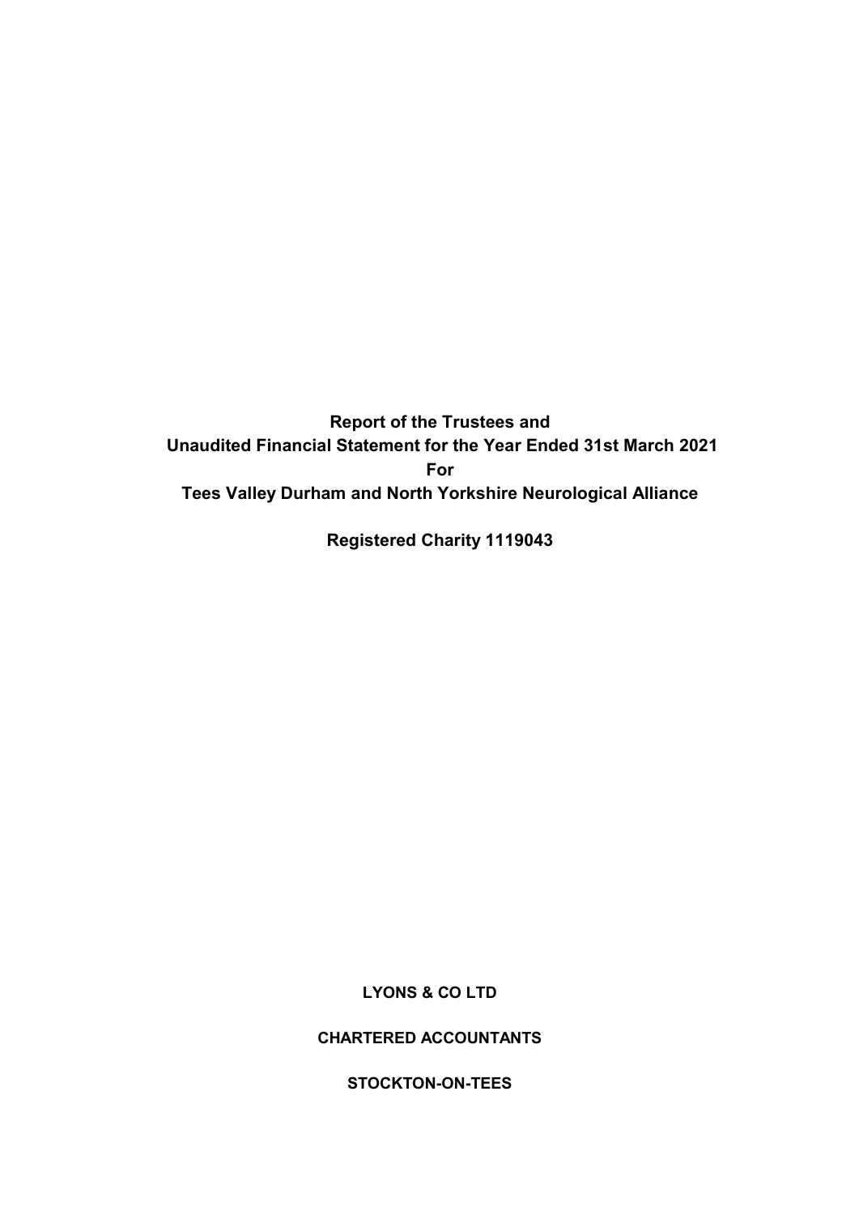**Report of the Trustees and**
**Unaudited Financial Statement for the Year Ended 31st March 2021**
**For**
**Tees Valley Durham and North Yorkshire Neurological Alliance**

**Registered Charity 1119043**

**LYONS & CO LTD**

**CHARTERED ACCOUNTANTS**

**STOCKTON-ON-TEES**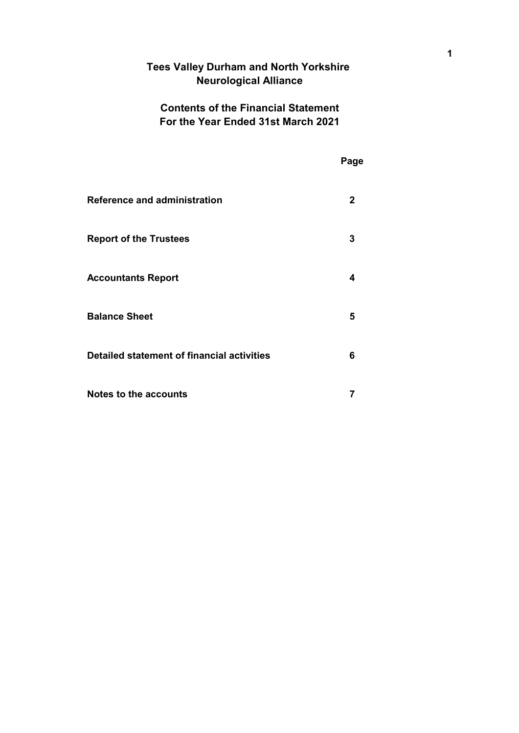# Tees Valley Durham and North Yorkshire Neurological Alliance

## Contents of the Financial Statement For the Year Ended 31st March 2021

| | Page |
|---|---|
| **Reference and administration** | **2** |
| **Report of the Trustees** | **3** |
| **Accountants Report** | **4** |
| **Balance Sheet** | **5** |
| **Detailed statement of financial activities** | **6** |
| **Notes to the accounts** | **7** |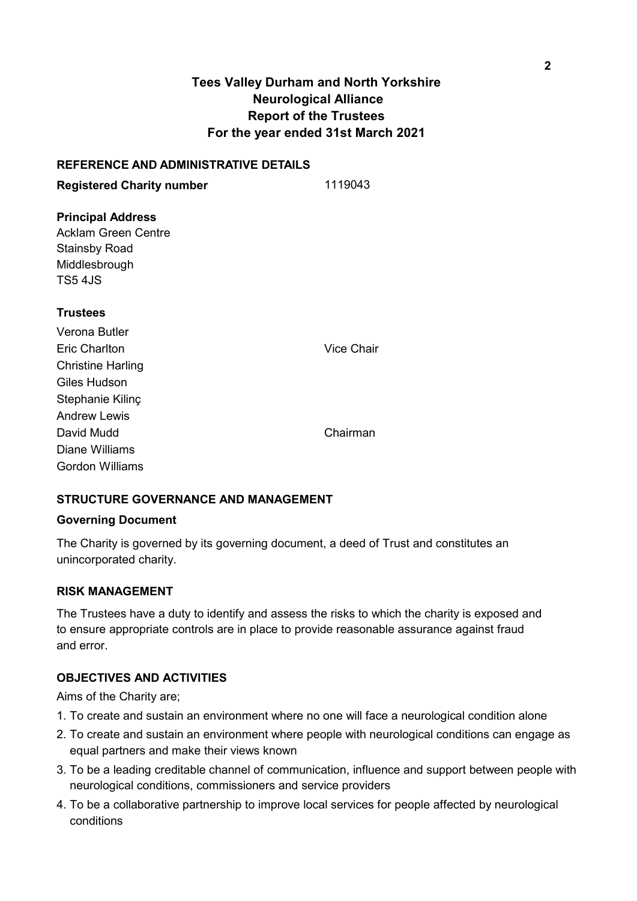# Tees Valley Durham and North Yorkshire Neurological Alliance
## Report of the Trustees
## For the year ended 31st March 2021

### REFERENCE AND ADMINISTRATIVE DETAILS

**Registered Charity number** 1119043

**Principal Address**
Acklam Green Centre
Stainsby Road
Middlesbrough
TS5 4JS

**Trustees**

| | |
|---|---|
| Verona Butler | |
| Eric Charlton | Vice Chair |
| Christine Harling | |
| Giles Hudson | |
| Stephanie Kilinç | |
| Andrew Lewis | |
| David Mudd | Chairman |
| Diane Williams | |
| Gordon Williams | |

### STRUCTURE GOVERNANCE AND MANAGEMENT

**Governing Document**

The Charity is governed by its governing document, a deed of Trust and constitutes an unincorporated charity.

### RISK MANAGEMENT

The Trustees have a duty to identify and assess the risks to which the charity is exposed and to ensure appropriate controls are in place to provide reasonable assurance against fraud and error.

### OBJECTIVES AND ACTIVITIES

Aims of the Charity are;

1. To create and sustain an environment where no one will face a neurological condition alone
2. To create and sustain an environment where people with neurological conditions can engage as equal partners and make their views known
3. To be a leading creditable channel of communication, influence and support between people with neurological conditions, commissioners and service providers
4. To be a collaborative partnership to improve local services for people affected by neurological conditions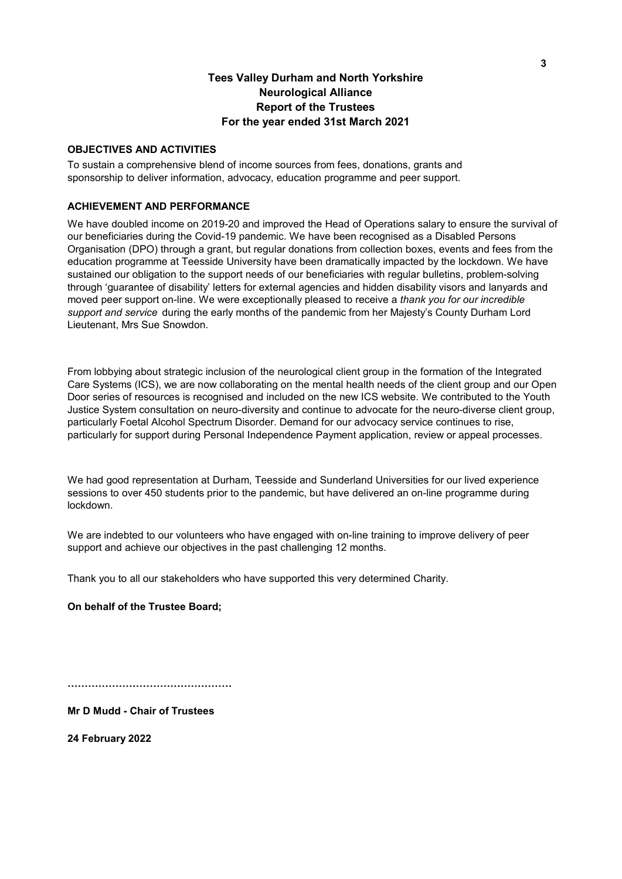# Tees Valley Durham and North Yorkshire Neurological Alliance Report of the Trustees For the year ended 31st March 2021

## OBJECTIVES AND ACTIVITIES

To sustain a comprehensive blend of income sources from fees, donations, grants and sponsorship to deliver information, advocacy, education programme and peer support.

## ACHIEVEMENT AND PERFORMANCE

We have doubled income on 2019-20 and improved the Head of Operations salary to ensure the survival of our beneficiaries during the Covid-19 pandemic. We have been recognised as a Disabled Persons Organisation (DPO) through a grant, but regular donations from collection boxes, events and fees from the education programme at Teesside University have been dramatically impacted by the lockdown. We have sustained our obligation to the support needs of our beneficiaries with regular bulletins, problem-solving through 'guarantee of disability' letters for external agencies and hidden disability visors and lanyards and moved peer support on-line. We were exceptionally pleased to receive a *thank you for our incredible support and service* during the early months of the pandemic from her Majesty's County Durham Lord Lieutenant, Mrs Sue Snowdon.

From lobbying about strategic inclusion of the neurological client group in the formation of the Integrated Care Systems (ICS), we are now collaborating on the mental health needs of the client group and our Open Door series of resources is recognised and included on the new ICS website. We contributed to the Youth Justice System consultation on neuro-diversity and continue to advocate for the neuro-diverse client group, particularly Foetal Alcohol Spectrum Disorder. Demand for our advocacy service continues to rise, particularly for support during Personal Independence Payment application, review or appeal processes.

We had good representation at Durham, Teesside and Sunderland Universities for our lived experience sessions to over 450 students prior to the pandemic, but have delivered an on-line programme during lockdown.

We are indebted to our volunteers who have engaged with on-line training to improve delivery of peer support and achieve our objectives in the past challenging 12 months.

Thank you to all our stakeholders who have supported this very determined Charity.

**On behalf of the Trustee Board;**

…………………………………………

**Mr D Mudd - Chair of Trustees**

**24 February 2022**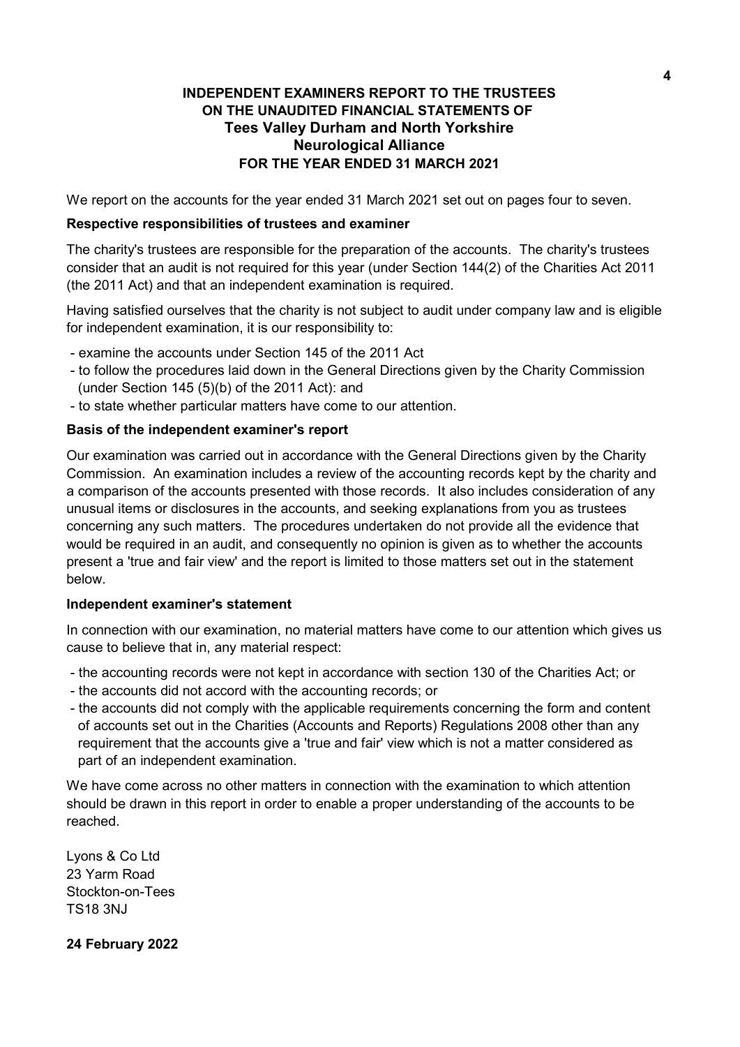# INDEPENDENT EXAMINERS REPORT TO THE TRUSTEES ON THE UNAUDITED FINANCIAL STATEMENTS OF Tees Valley Durham and North Yorkshire Neurological Alliance FOR THE YEAR ENDED 31 MARCH 2021

We report on the accounts for the year ended 31 March 2021 set out on pages four to seven.

**Respective responsibilities of trustees and examiner**

The charity's trustees are responsible for the preparation of the accounts. The charity's trustees consider that an audit is not required for this year (under Section 144(2) of the Charities Act 2011 (the 2011 Act) and that an independent examination is required.

Having satisfied ourselves that the charity is not subject to audit under company law and is eligible for independent examination, it is our responsibility to:

- examine the accounts under Section 145 of the 2011 Act
- to follow the procedures laid down in the General Directions given by the Charity Commission (under Section 145 (5)(b) of the 2011 Act): and
- to state whether particular matters have come to our attention.

**Basis of the independent examiner's report**

Our examination was carried out in accordance with the General Directions given by the Charity Commission. An examination includes a review of the accounting records kept by the charity and a comparison of the accounts presented with those records. It also includes consideration of any unusual items or disclosures in the accounts, and seeking explanations from you as trustees concerning any such matters. The procedures undertaken do not provide all the evidence that would be required in an audit, and consequently no opinion is given as to whether the accounts present a 'true and fair view' and the report is limited to those matters set out in the statement below.

**Independent examiner's statement**

In connection with our examination, no material matters have come to our attention which gives us cause to believe that in, any material respect:

- the accounting records were not kept in accordance with section 130 of the Charities Act; or
- the accounts did not accord with the accounting records; or
- the accounts did not comply with the applicable requirements concerning the form and content of accounts set out in the Charities (Accounts and Reports) Regulations 2008 other than any requirement that the accounts give a 'true and fair' view which is not a matter considered as part of an independent examination.

We have come across no other matters in connection with the examination to which attention should be drawn in this report in order to enable a proper understanding of the accounts to be reached.

Lyons & Co Ltd
23 Yarm Road
Stockton-on-Tees
TS18 3NJ

**24 February 2022**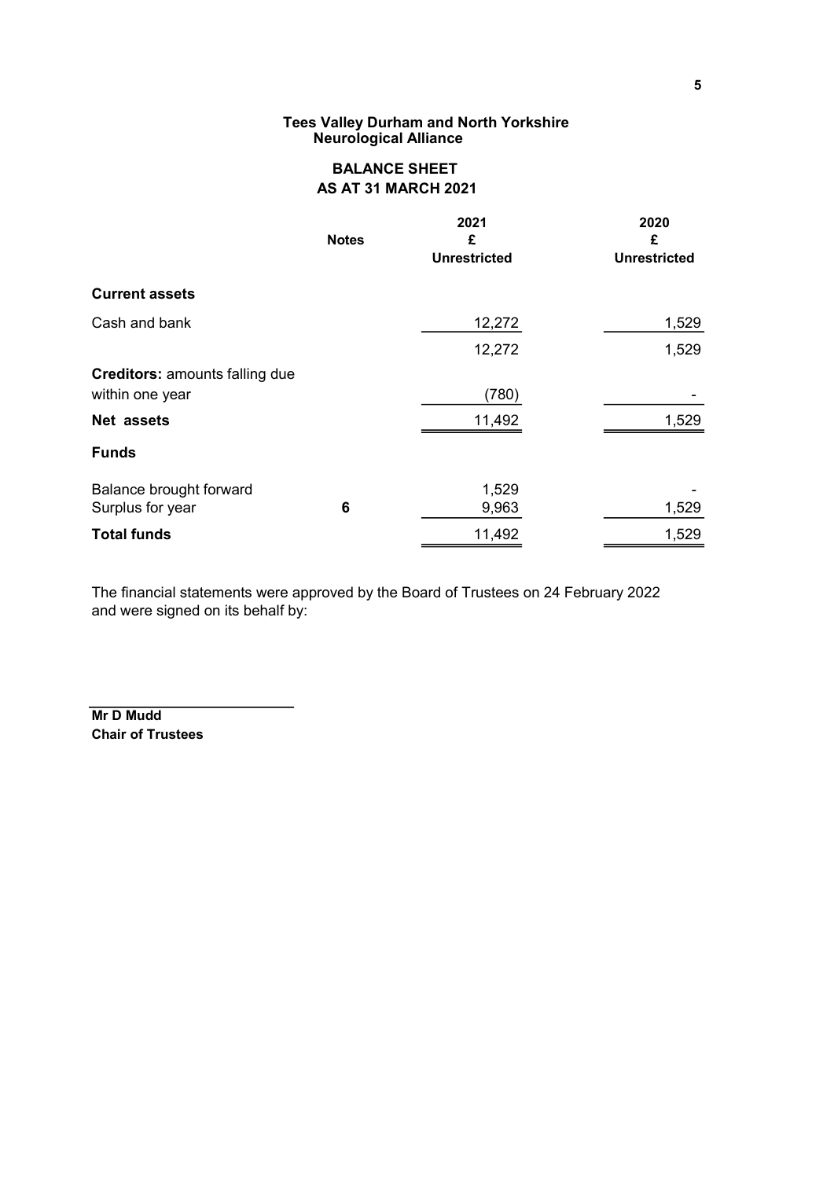**Tees Valley Durham and North Yorkshire Neurological Alliance**

## BALANCE SHEET
## AS AT 31 MARCH 2021

| | Notes | 2021<br>£<br>Unrestricted | 2020<br>£<br>Unrestricted |
|---|---|---|---|
| **Current assets** | | | |
| Cash and bank | | 12,272 | 1,529 |
| | | 12,272 | 1,529 |
| **Creditors:** amounts falling due within one year | | (780) | - |
| **Net assets** | | 11,492 | 1,529 |
| **Funds** | | | |
| Balance brought forward | | 1,529 | - |
| Surplus for year | **6** | 9,963 | 1,529 |
| **Total funds** | | 11,492 | 1,529 |

The financial statements were approved by the Board of Trustees on 24 February 2022 and were signed on its behalf by:

**Mr D Mudd**
**Chair of Trustees**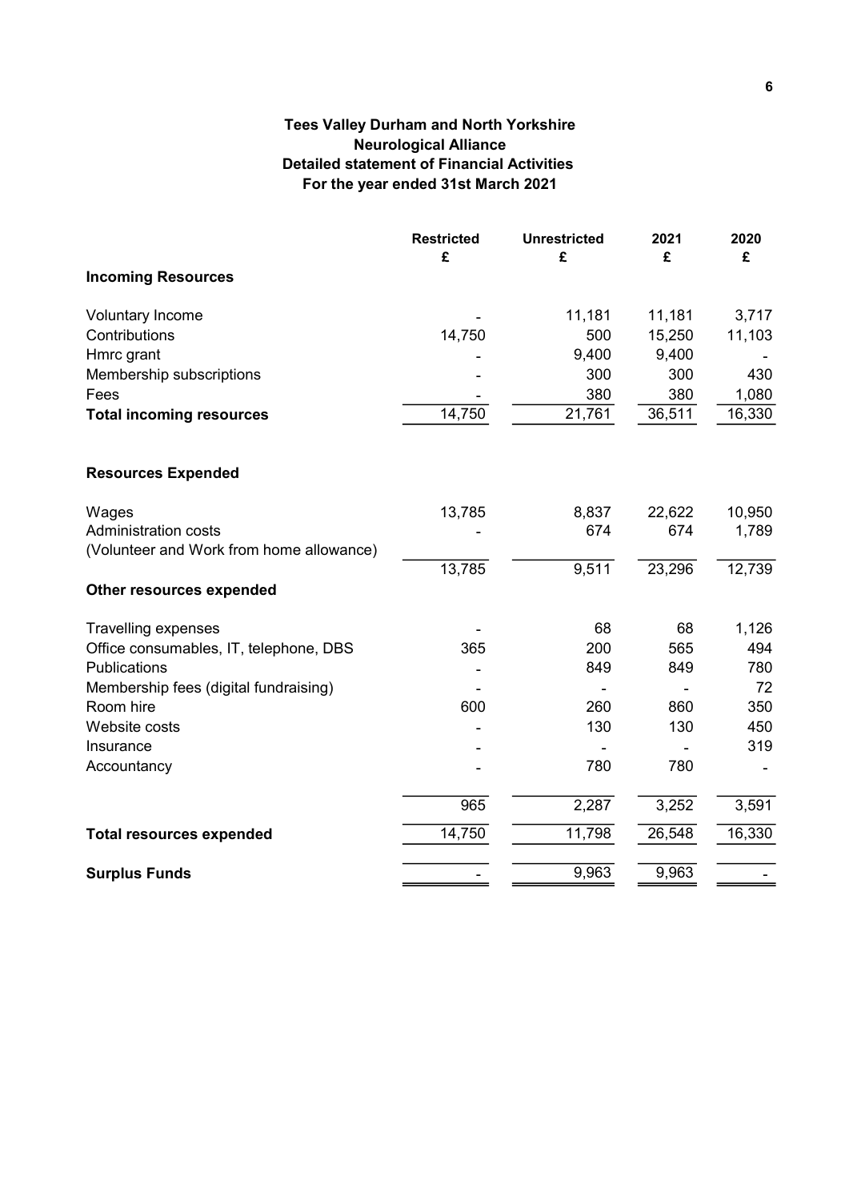# Tees Valley Durham and North Yorkshire
# Neurological Alliance
## Detailed statement of Financial Activities
## For the year ended 31st March 2021

| | Restricted £ | Unrestricted £ | 2021 £ | 2020 £ |
|---|---|---|---|---|
| **Incoming Resources** | | | | |
| Voluntary Income | - | 11,181 | 11,181 | 3,717 |
| Contributions | 14,750 | 500 | 15,250 | 11,103 |
| Hmrc grant | - | 9,400 | 9,400 | - |
| Membership subscriptions | - | 300 | 300 | 430 |
| Fees | - | 380 | 380 | 1,080 |
| **Total incoming resources** | 14,750 | 21,761 | 36,511 | 16,330 |
| **Resources Expended** | | | | |
| Wages | 13,785 | 8,837 | 22,622 | 10,950 |
| Administration costs (Volunteer and Work from home allowance) | - | 674 | 674 | 1,789 |
| | 13,785 | 9,511 | 23,296 | 12,739 |
| **Other resources expended** | | | | |
| Travelling expenses | - | 68 | 68 | 1,126 |
| Office consumables, IT, telephone, DBS | 365 | 200 | 565 | 494 |
| Publications | - | 849 | 849 | 780 |
| Membership fees (digital fundraising) | - | - | - | 72 |
| Room hire | 600 | 260 | 860 | 350 |
| Website costs | - | 130 | 130 | 450 |
| Insurance | - | - | - | 319 |
| Accountancy | - | 780 | 780 | - |
| | 965 | 2,287 | 3,252 | 3,591 |
| **Total resources expended** | 14,750 | 11,798 | 26,548 | 16,330 |
| **Surplus Funds** | - | 9,963 | 9,963 | - |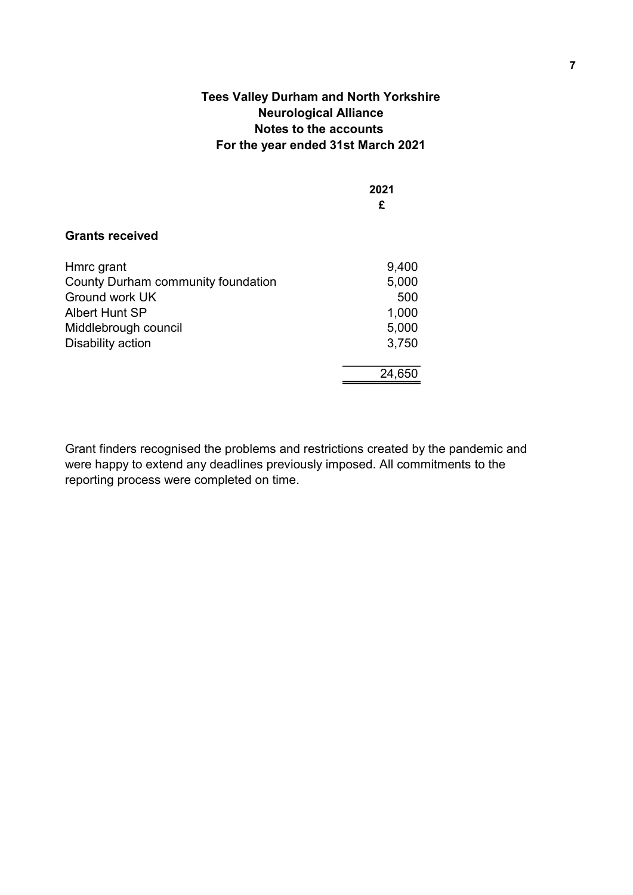# Tees Valley Durham and North Yorkshire
# Neurological Alliance
## Notes to the accounts
## For the year ended 31st March 2021

| | 2021 |
|---|---|
| | £ |
| **Grants received** | |
| Hmrc grant | 9,400 |
| County Durham community foundation | 5,000 |
| Ground work UK | 500 |
| Albert Hunt SP | 1,000 |
| Middlebrough council | 5,000 |
| Disability action | 3,750 |
| | 24,650 |

Grant finders recognised the problems and restrictions created by the pandemic and were happy to extend any deadlines previously imposed. All commitments to the reporting process were completed on time.